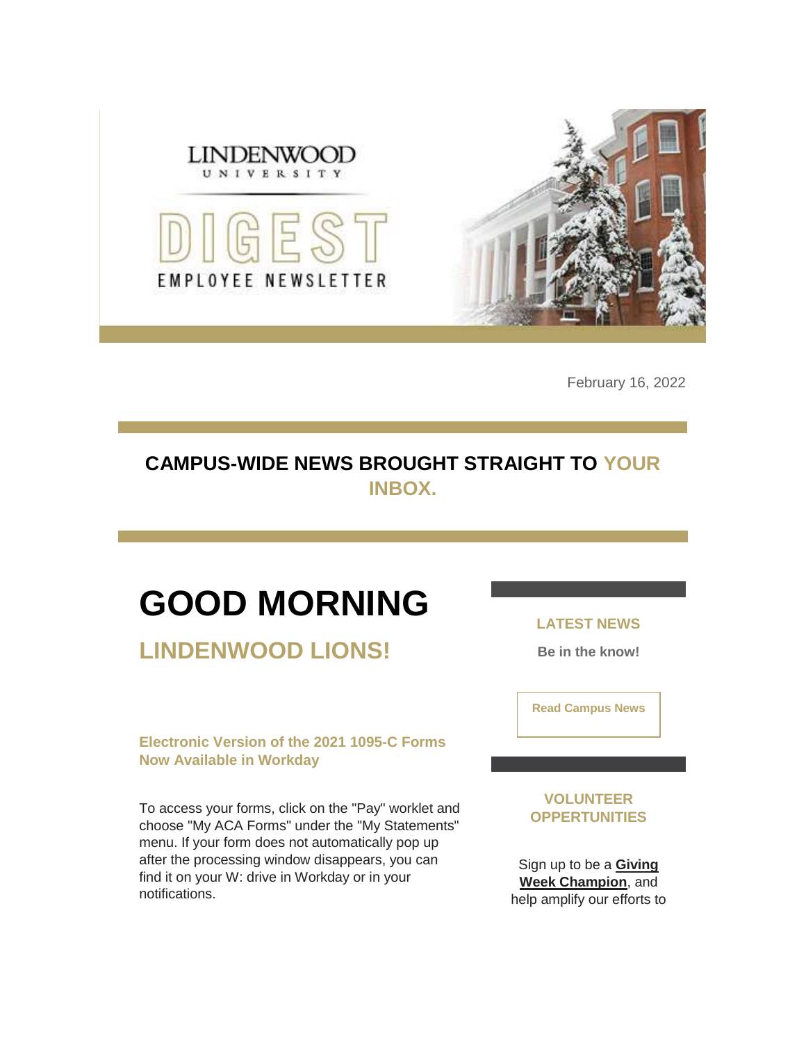LINDENWOOD UNIVERSITY

DIGEST

EMPLOYEE NEWSLETTER

February 16, 2022

## CAMPUS-WIDE NEWS BROUGHT STRAIGHT TO YOUR INBOX.

# GOOD MORNING

## LINDENWOOD LIONS!

### Electronic Version of the 2021 1095-C Forms Now Available in Workday

To access your forms, click on the "Pay" worklet and choose "My ACA Forms" under the "My Statements" menu. If your form does not automatically pop up after the processing window disappears, you can find it on your W: drive in Workday or in your notifications.

### LATEST NEWS

**Be in the know!**

**Read Campus News**

### VOLUNTEER OPPERTUNITIES

Sign up to be a **Giving Week Champion**, and help amplify our efforts to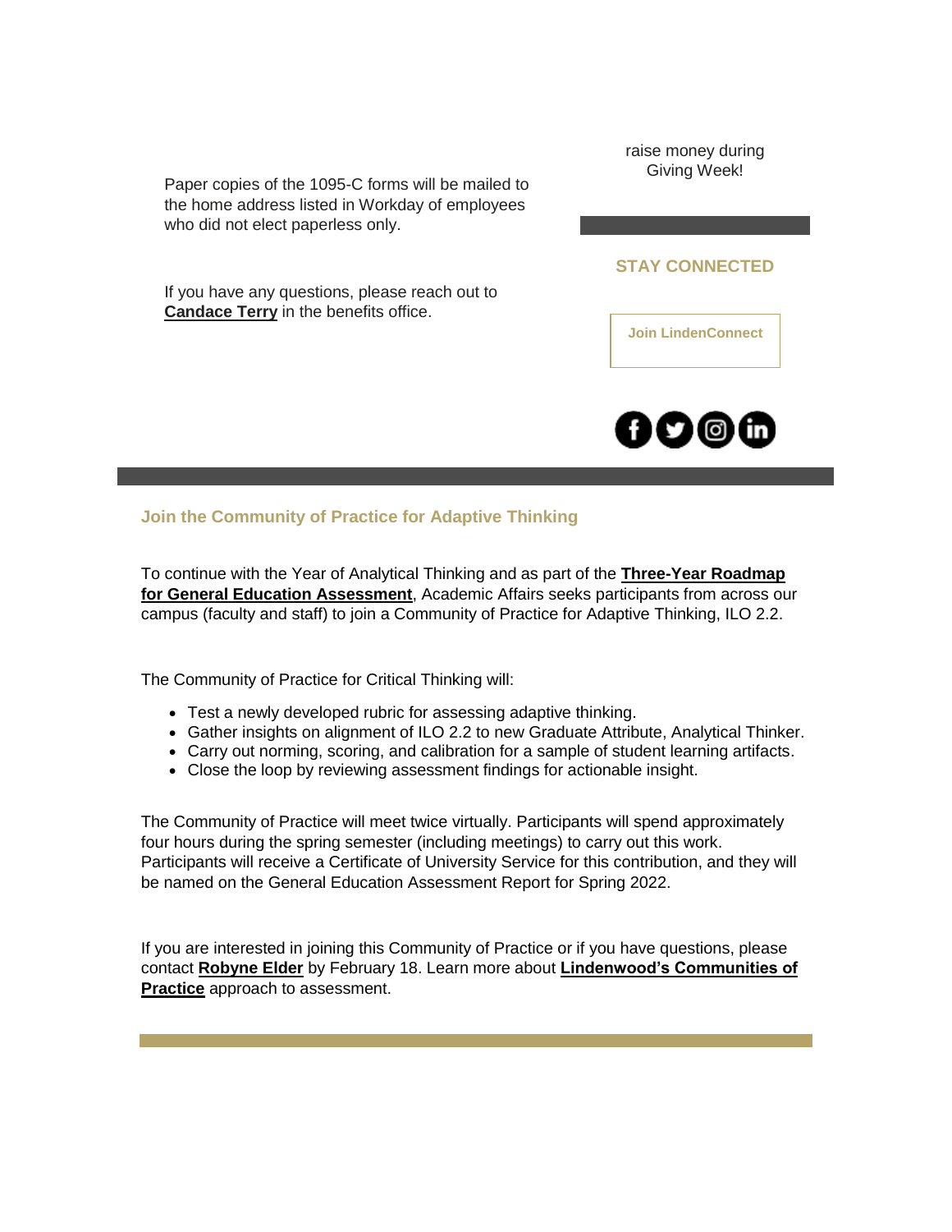Paper copies of the 1095-C forms will be mailed to the home address listed in Workday of employees who did not elect paperless only.

If you have any questions, please reach out to **Candace Terry** in the benefits office.

raise money during Giving Week!

**STAY CONNECTED**

**Join LindenConnect**

## Join the Community of Practice for Adaptive Thinking

To continue with the Year of Analytical Thinking and as part of the **Three-Year Roadmap for General Education Assessment**, Academic Affairs seeks participants from across our campus (faculty and staff) to join a Community of Practice for Adaptive Thinking, ILO 2.2.

The Community of Practice for Critical Thinking will:

- Test a newly developed rubric for assessing adaptive thinking.
- Gather insights on alignment of ILO 2.2 to new Graduate Attribute, Analytical Thinker.
- Carry out norming, scoring, and calibration for a sample of student learning artifacts.
- Close the loop by reviewing assessment findings for actionable insight.

The Community of Practice will meet twice virtually. Participants will spend approximately four hours during the spring semester (including meetings) to carry out this work. Participants will receive a Certificate of University Service for this contribution, and they will be named on the General Education Assessment Report for Spring 2022.

If you are interested in joining this Community of Practice or if you have questions, please contact **Robyne Elder** by February 18. Learn more about **Lindenwood's Communities of Practice** approach to assessment.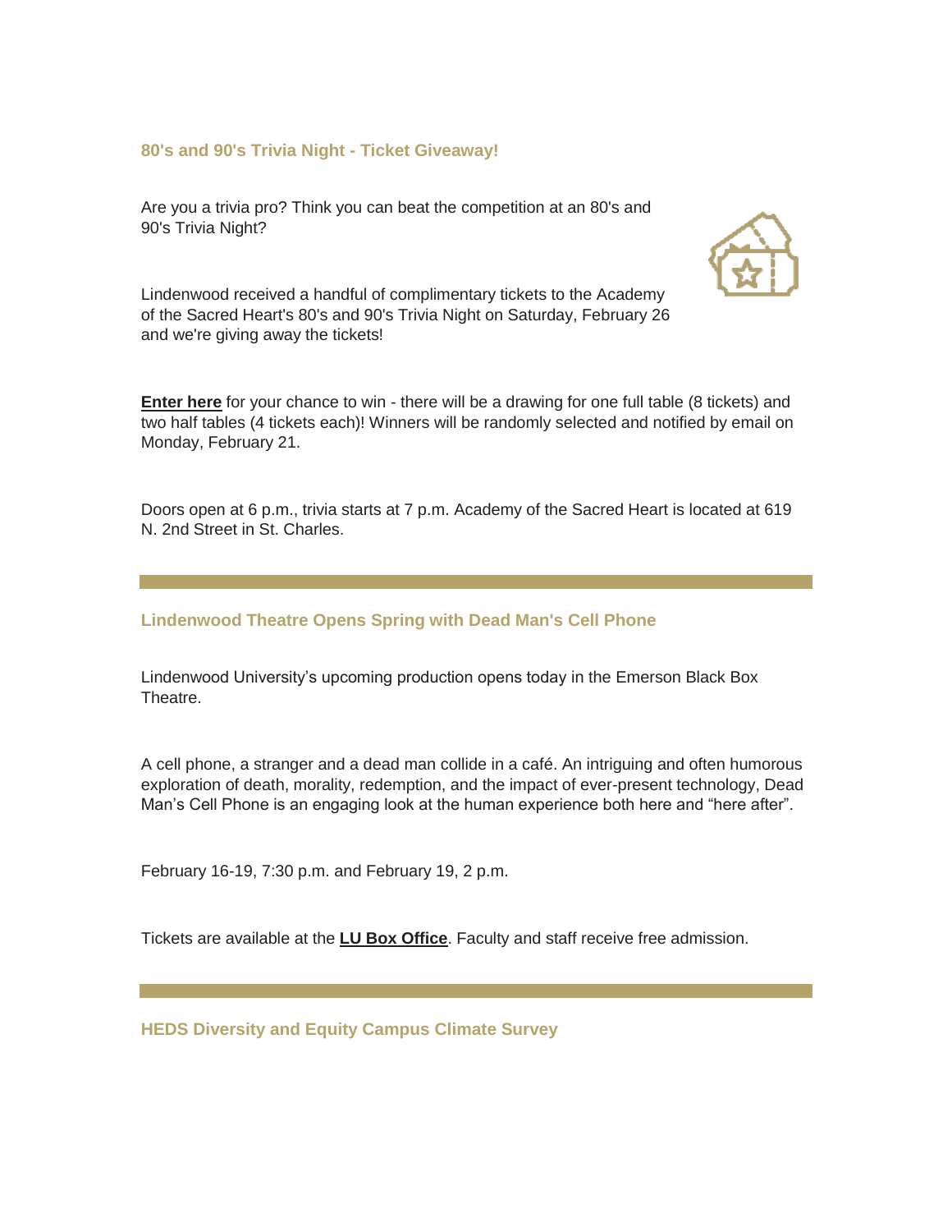### 80's and 90's Trivia Night - Ticket Giveaway!

Are you a trivia pro? Think you can beat the competition at an 80's and 90's Trivia Night?

Lindenwood received a handful of complimentary tickets to the Academy of the Sacred Heart's 80's and 90's Trivia Night on Saturday, February 26 and we're giving away the tickets!

**Enter here** for your chance to win - there will be a drawing for one full table (8 tickets) and two half tables (4 tickets each)! Winners will be randomly selected and notified by email on Monday, February 21.

Doors open at 6 p.m., trivia starts at 7 p.m. Academy of the Sacred Heart is located at 619 N. 2nd Street in St. Charles.

---

### Lindenwood Theatre Opens Spring with Dead Man's Cell Phone

Lindenwood University's upcoming production opens today in the Emerson Black Box Theatre.

A cell phone, a stranger and a dead man collide in a café. An intriguing and often humorous exploration of death, morality, redemption, and the impact of ever-present technology, Dead Man's Cell Phone is an engaging look at the human experience both here and "here after".

February 16-19, 7:30 p.m. and February 19, 2 p.m.

Tickets are available at the **LU Box Office**. Faculty and staff receive free admission.

---

### HEDS Diversity and Equity Campus Climate Survey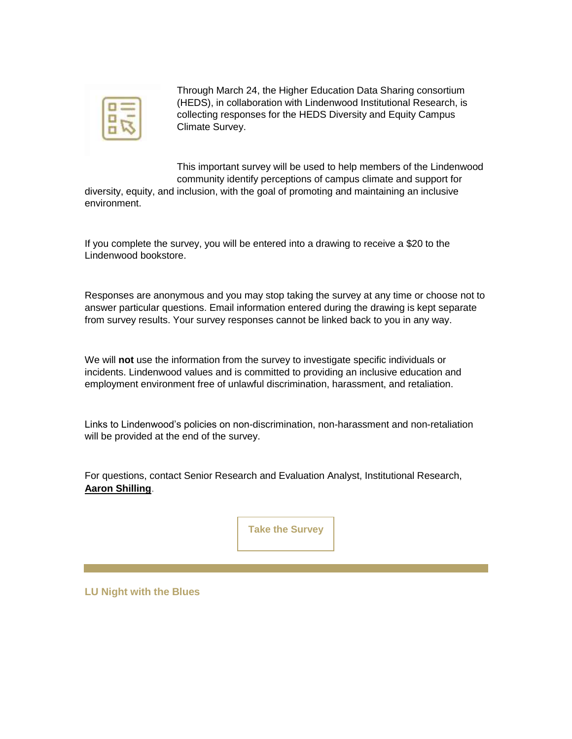Through March 24, the Higher Education Data Sharing consortium (HEDS), in collaboration with Lindenwood Institutional Research, is collecting responses for the HEDS Diversity and Equity Campus Climate Survey.

This important survey will be used to help members of the Lindenwood community identify perceptions of campus climate and support for diversity, equity, and inclusion, with the goal of promoting and maintaining an inclusive environment.

If you complete the survey, you will be entered into a drawing to receive a $20 to the Lindenwood bookstore.

Responses are anonymous and you may stop taking the survey at any time or choose not to answer particular questions. Email information entered during the drawing is kept separate from survey results. Your survey responses cannot be linked back to you in any way.

We will **not** use the information from the survey to investigate specific individuals or incidents. Lindenwood values and is committed to providing an inclusive education and employment environment free of unlawful discrimination, harassment, and retaliation.

Links to Lindenwood's policies on non-discrimination, non-harassment and non-retaliation will be provided at the end of the survey.

For questions, contact Senior Research and Evaluation Analyst, Institutional Research, **Aaron Shilling**.

**Take the Survey**

---

**LU Night with the Blues**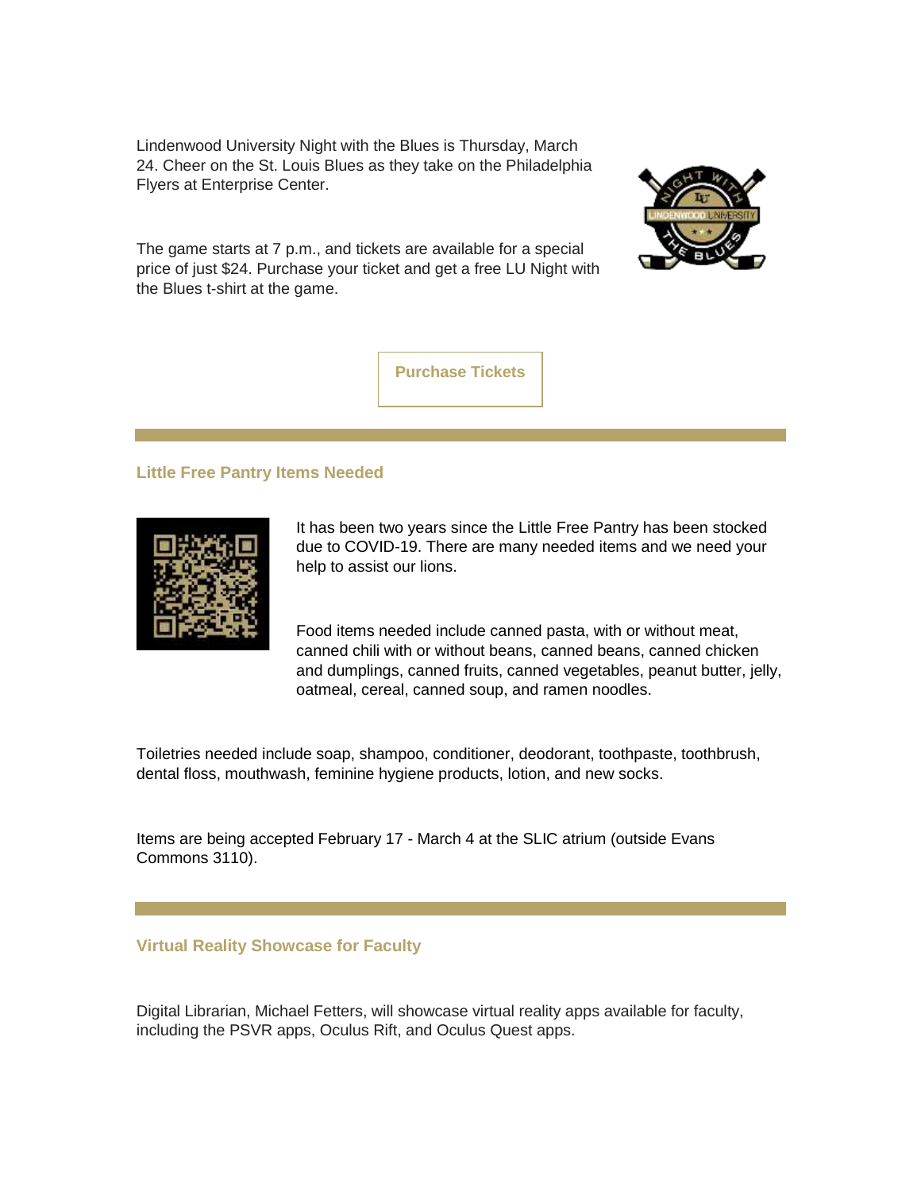Lindenwood University Night with the Blues is Thursday, March 24. Cheer on the St. Louis Blues as they take on the Philadelphia Flyers at Enterprise Center.

The game starts at 7 p.m., and tickets are available for a special price of just $24. Purchase your ticket and get a free LU Night with the Blues t-shirt at the game.

**Purchase Tickets**

---

### Little Free Pantry Items Needed

It has been two years since the Little Free Pantry has been stocked due to COVID-19. There are many needed items and we need your help to assist our lions.

Food items needed include canned pasta, with or without meat, canned chili with or without beans, canned beans, canned chicken and dumplings, canned fruits, canned vegetables, peanut butter, jelly, oatmeal, cereal, canned soup, and ramen noodles.

Toiletries needed include soap, shampoo, conditioner, deodorant, toothpaste, toothbrush, dental floss, mouthwash, feminine hygiene products, lotion, and new socks.

Items are being accepted February 17 - March 4 at the SLIC atrium (outside Evans Commons 3110).

---

### Virtual Reality Showcase for Faculty

Digital Librarian, Michael Fetters, will showcase virtual reality apps available for faculty, including the PSVR apps, Oculus Rift, and Oculus Quest apps.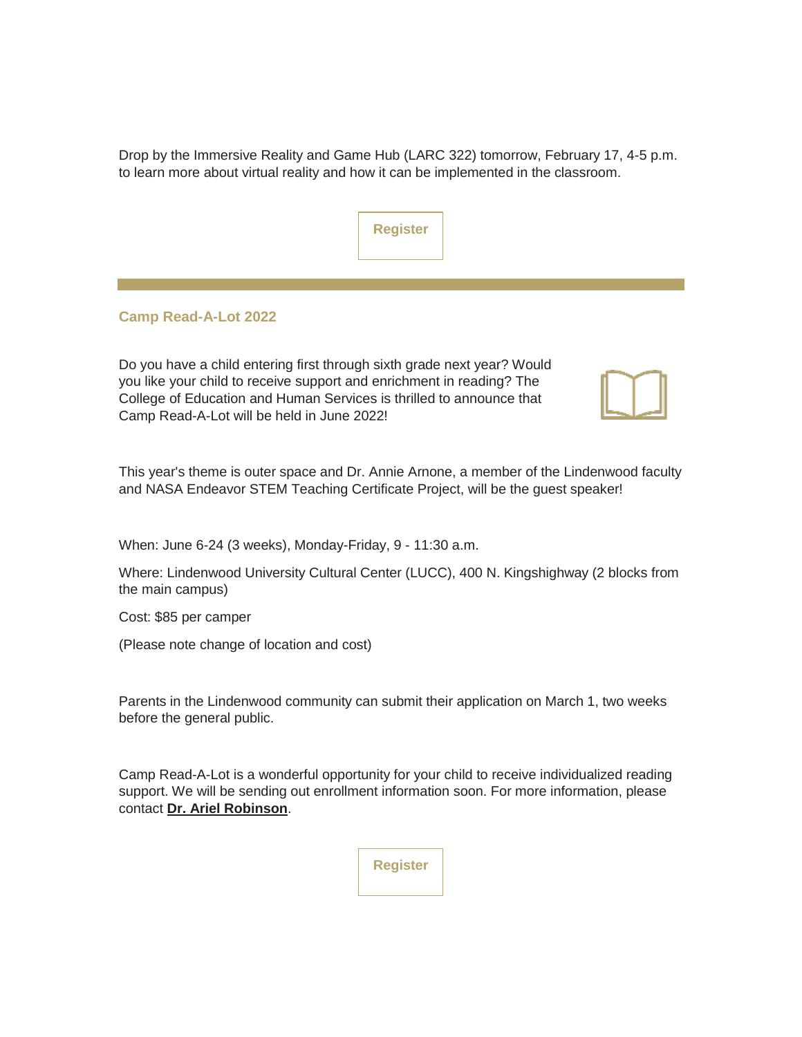Drop by the Immersive Reality and Game Hub (LARC 322) tomorrow, February 17, 4-5 p.m. to learn more about virtual reality and how it can be implemented in the classroom.

Register

---

### Camp Read-A-Lot 2022

Do you have a child entering first through sixth grade next year? Would you like your child to receive support and enrichment in reading? The College of Education and Human Services is thrilled to announce that Camp Read-A-Lot will be held in June 2022!

This year's theme is outer space and Dr. Annie Arnone, a member of the Lindenwood faculty and NASA Endeavor STEM Teaching Certificate Project, will be the guest speaker!

When: June 6-24 (3 weeks), Monday-Friday, 9 - 11:30 a.m.

Where: Lindenwood University Cultural Center (LUCC), 400 N. Kingshighway (2 blocks from the main campus)

Cost: $85 per camper

(Please note change of location and cost)

Parents in the Lindenwood community can submit their application on March 1, two weeks before the general public.

Camp Read-A-Lot is a wonderful opportunity for your child to receive individualized reading support. We will be sending out enrollment information soon. For more information, please contact **Dr. Ariel Robinson**.

Register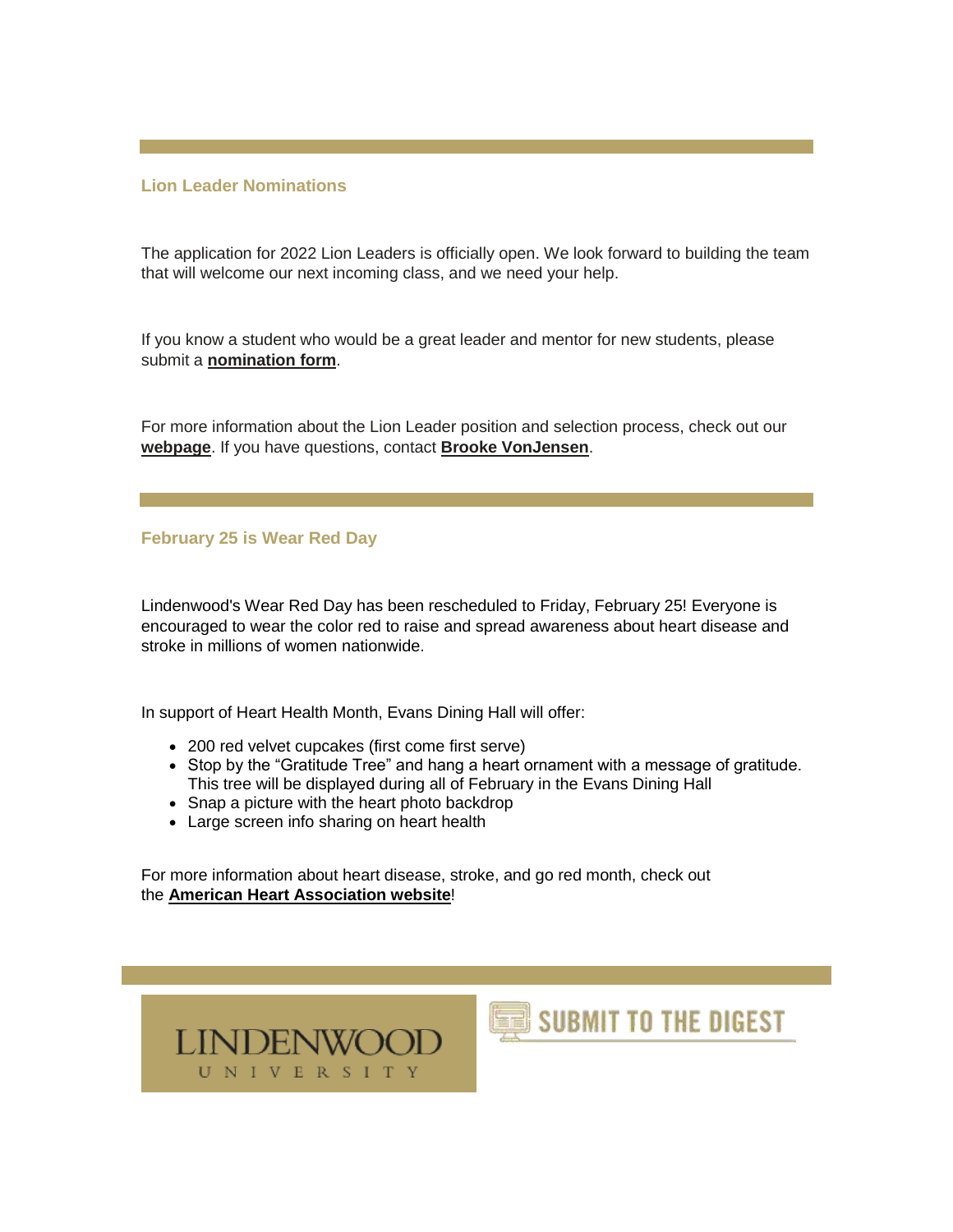## Lion Leader Nominations

The application for 2022 Lion Leaders is officially open. We look forward to building the team that will welcome our next incoming class, and we need your help.

If you know a student who would be a great leader and mentor for new students, please submit a **nomination form**.

For more information about the Lion Leader position and selection process, check out our **webpage**. If you have questions, contact **Brooke VonJensen**.

## February 25 is Wear Red Day

Lindenwood's Wear Red Day has been rescheduled to Friday, February 25! Everyone is encouraged to wear the color red to raise and spread awareness about heart disease and stroke in millions of women nationwide.

In support of Heart Health Month, Evans Dining Hall will offer:

- 200 red velvet cupcakes (first come first serve)
- Stop by the "Gratitude Tree" and hang a heart ornament with a message of gratitude. This tree will be displayed during all of February in the Evans Dining Hall
- Snap a picture with the heart photo backdrop
- Large screen info sharing on heart health

For more information about heart disease, stroke, and go red month, check out the **American Heart Association website**!

LINDENWOOD UNIVERSITY

SUBMIT TO THE DIGEST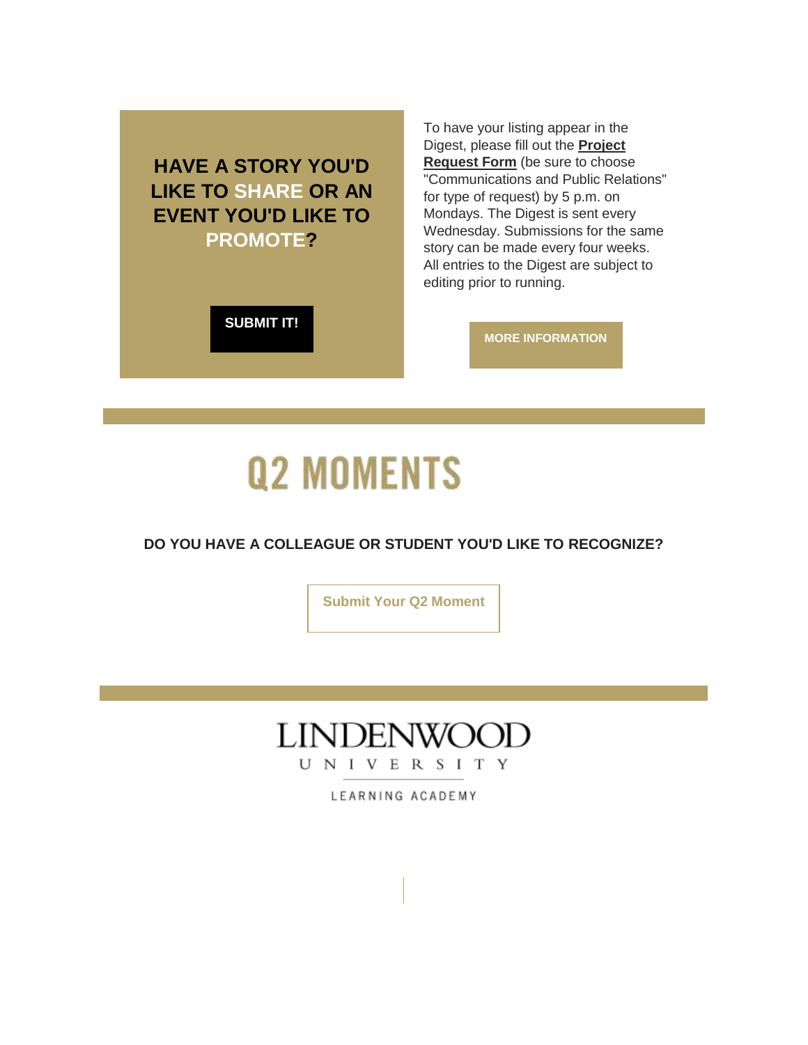## HAVE A STORY YOU'D LIKE TO SHARE OR AN EVENT YOU'D LIKE TO PROMOTE?

**SUBMIT IT!**

To have your listing appear in the Digest, please fill out the **Project Request Form** (be sure to choose "Communications and Public Relations" for type of request) by 5 p.m. on Mondays. The Digest is sent every Wednesday. Submissions for the same story can be made every four weeks. All entries to the Digest are subject to editing prior to running.

**MORE INFORMATION**

# Q2 MOMENTS

**DO YOU HAVE A COLLEAGUE OR STUDENT YOU'D LIKE TO RECOGNIZE?**

**Submit Your Q2 Moment**

LINDENWOOD
UNIVERSITY
LEARNING ACADEMY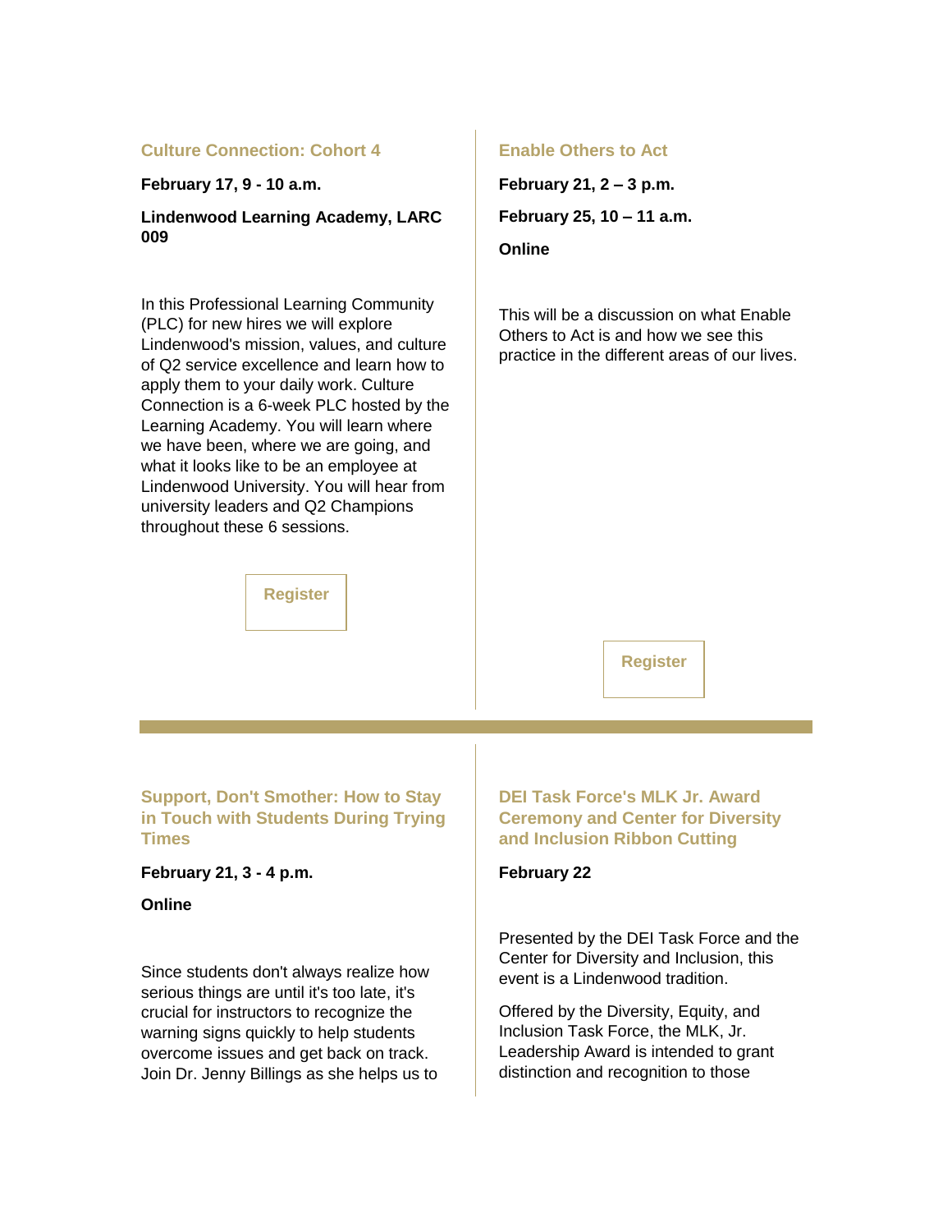### Culture Connection: Cohort 4

**February 17, 9 - 10 a.m.**

**Lindenwood Learning Academy, LARC 009**

In this Professional Learning Community (PLC) for new hires we will explore Lindenwood's mission, values, and culture of Q2 service excellence and learn how to apply them to your daily work. Culture Connection is a 6-week PLC hosted by the Learning Academy. You will learn where we have been, where we are going, and what it looks like to be an employee at Lindenwood University. You will hear from university leaders and Q2 Champions throughout these 6 sessions.

Register

### Enable Others to Act

**February 21, 2 – 3 p.m.**

**February 25, 10 – 11 a.m.**

**Online**

This will be a discussion on what Enable Others to Act is and how we see this practice in the different areas of our lives.

Register

---

### Support, Don't Smother: How to Stay in Touch with Students During Trying Times

**February 21, 3 - 4 p.m.**

**Online**

Since students don't always realize how serious things are until it's too late, it's crucial for instructors to recognize the warning signs quickly to help students overcome issues and get back on track. Join Dr. Jenny Billings as she helps us to

### DEI Task Force's MLK Jr. Award Ceremony and Center for Diversity and Inclusion Ribbon Cutting

**February 22**

Presented by the DEI Task Force and the Center for Diversity and Inclusion, this event is a Lindenwood tradition.

Offered by the Diversity, Equity, and Inclusion Task Force, the MLK, Jr. Leadership Award is intended to grant distinction and recognition to those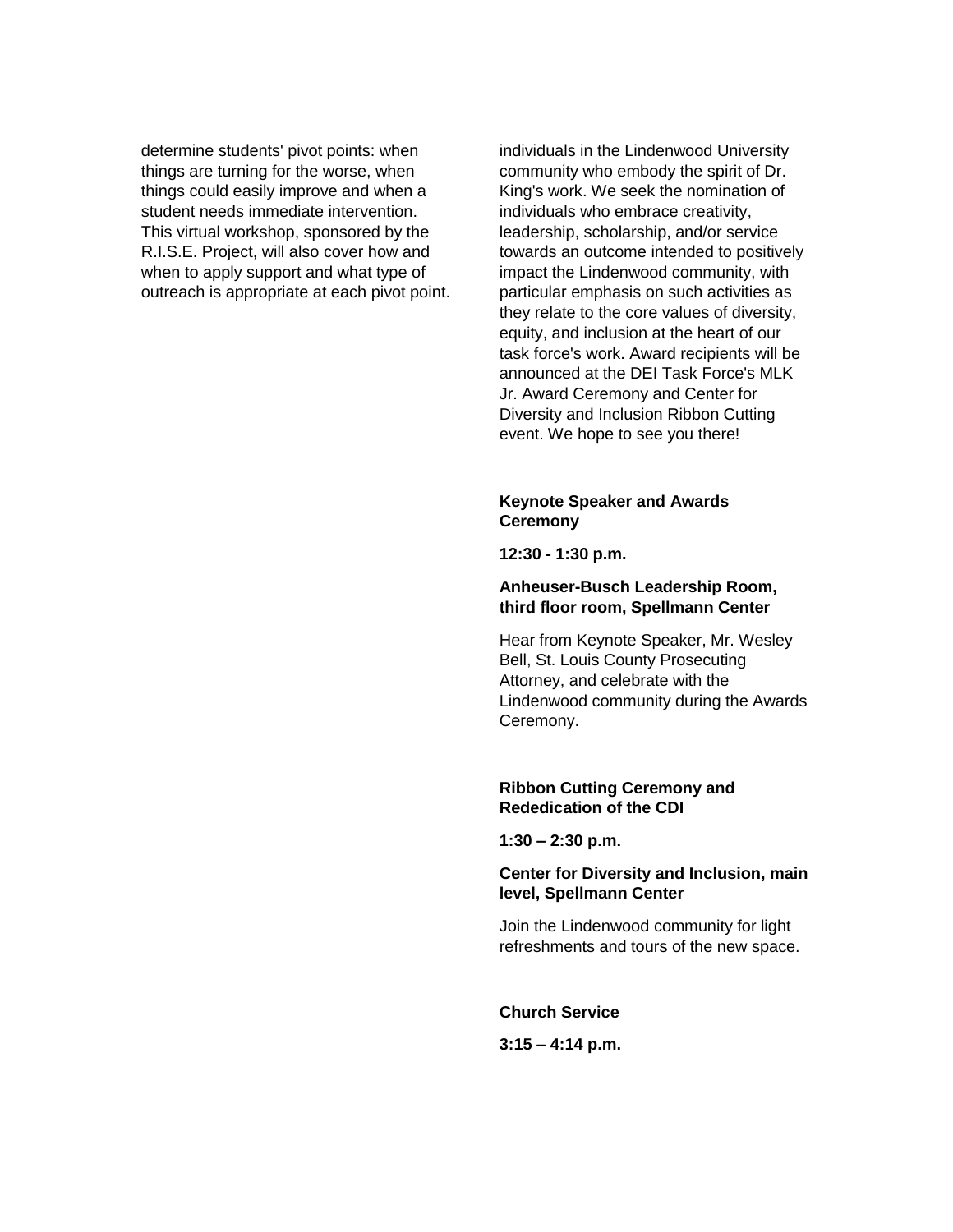determine students' pivot points: when things are turning for the worse, when things could easily improve and when a student needs immediate intervention. This virtual workshop, sponsored by the R.I.S.E. Project, will also cover how and when to apply support and what type of outreach is appropriate at each pivot point.

individuals in the Lindenwood University community who embody the spirit of Dr. King's work. We seek the nomination of individuals who embrace creativity, leadership, scholarship, and/or service towards an outcome intended to positively impact the Lindenwood community, with particular emphasis on such activities as they relate to the core values of diversity, equity, and inclusion at the heart of our task force's work. Award recipients will be announced at the DEI Task Force's MLK Jr. Award Ceremony and Center for Diversity and Inclusion Ribbon Cutting event. We hope to see you there!

**Keynote Speaker and Awards Ceremony**

**12:30 - 1:30 p.m.**

**Anheuser-Busch Leadership Room, third floor room, Spellmann Center**

Hear from Keynote Speaker, Mr. Wesley Bell, St. Louis County Prosecuting Attorney, and celebrate with the Lindenwood community during the Awards Ceremony.

**Ribbon Cutting Ceremony and Rededication of the CDI**

**1:30 – 2:30 p.m.**

**Center for Diversity and Inclusion, main level, Spellmann Center**

Join the Lindenwood community for light refreshments and tours of the new space.

**Church Service**

**3:15 – 4:14 p.m.**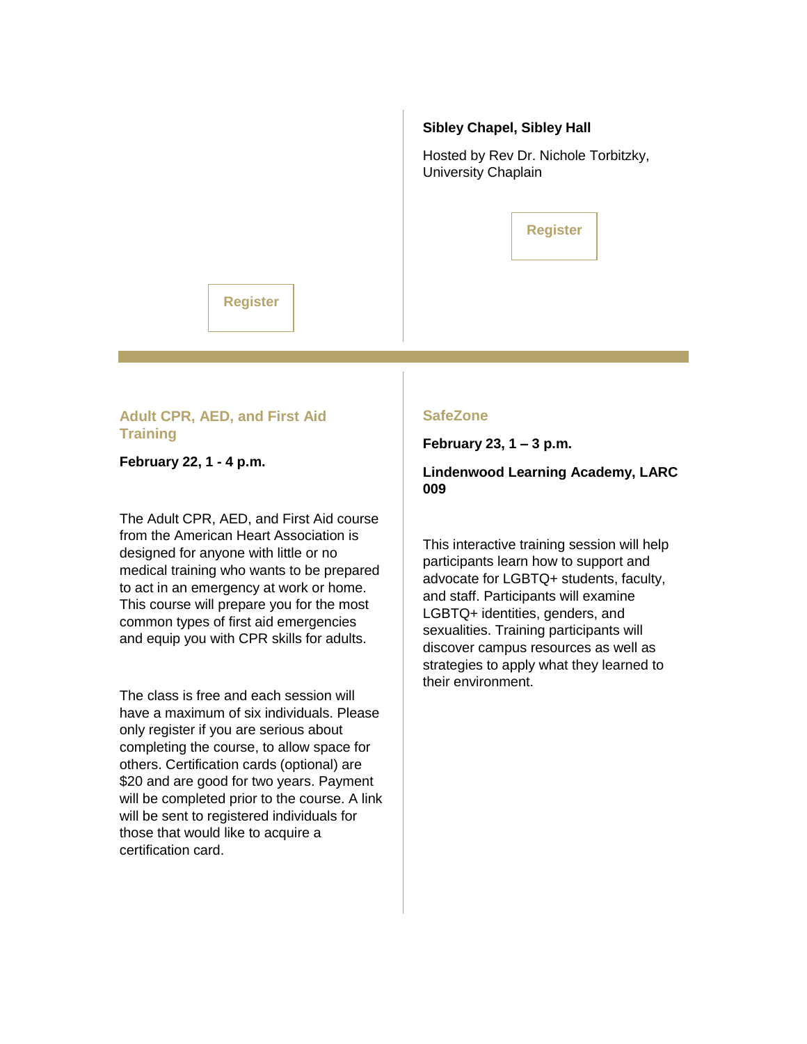**Sibley Chapel, Sibley Hall**

Hosted by Rev Dr. Nichole Torbitzky, University Chaplain

Register

Register

---

### Adult CPR, AED, and First Aid Training

**February 22, 1 - 4 p.m.**

The Adult CPR, AED, and First Aid course from the American Heart Association is designed for anyone with little or no medical training who wants to be prepared to act in an emergency at work or home. This course will prepare you for the most common types of first aid emergencies and equip you with CPR skills for adults.

The class is free and each session will have a maximum of six individuals. Please only register if you are serious about completing the course, to allow space for others. Certification cards (optional) are $20 and are good for two years. Payment will be completed prior to the course. A link will be sent to registered individuals for those that would like to acquire a certification card.

### SafeZone

**February 23, 1 – 3 p.m.**

**Lindenwood Learning Academy, LARC 009**

This interactive training session will help participants learn how to support and advocate for LGBTQ+ students, faculty, and staff. Participants will examine LGBTQ+ identities, genders, and sexualities. Training participants will discover campus resources as well as strategies to apply what they learned to their environment.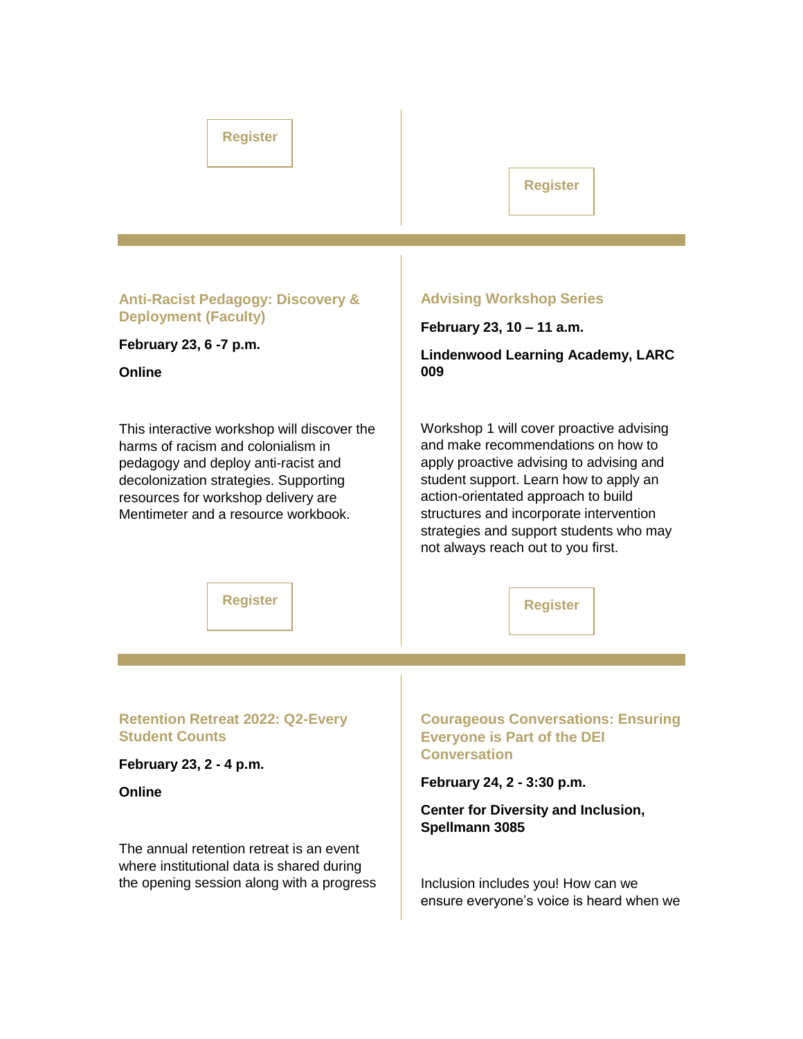Register

Register

---

### Anti-Racist Pedagogy: Discovery & Deployment (Faculty)

**February 23, 6 -7 p.m.**

**Online**

This interactive workshop will discover the harms of racism and colonialism in pedagogy and deploy anti-racist and decolonization strategies. Supporting resources for workshop delivery are Mentimeter and a resource workbook.

Register

### Advising Workshop Series

**February 23, 10 – 11 a.m.**

**Lindenwood Learning Academy, LARC 009**

Workshop 1 will cover proactive advising and make recommendations on how to apply proactive advising to advising and student support. Learn how to apply an action-orientated approach to build structures and incorporate intervention strategies and support students who may not always reach out to you first.

Register

---

### Retention Retreat 2022: Q2-Every Student Counts

**February 23, 2 - 4 p.m.**

**Online**

The annual retention retreat is an event where institutional data is shared during the opening session along with a progress

### Courageous Conversations: Ensuring Everyone is Part of the DEI Conversation

**February 24, 2 - 3:30 p.m.**

**Center for Diversity and Inclusion, Spellmann 3085**

Inclusion includes you! How can we ensure everyone's voice is heard when we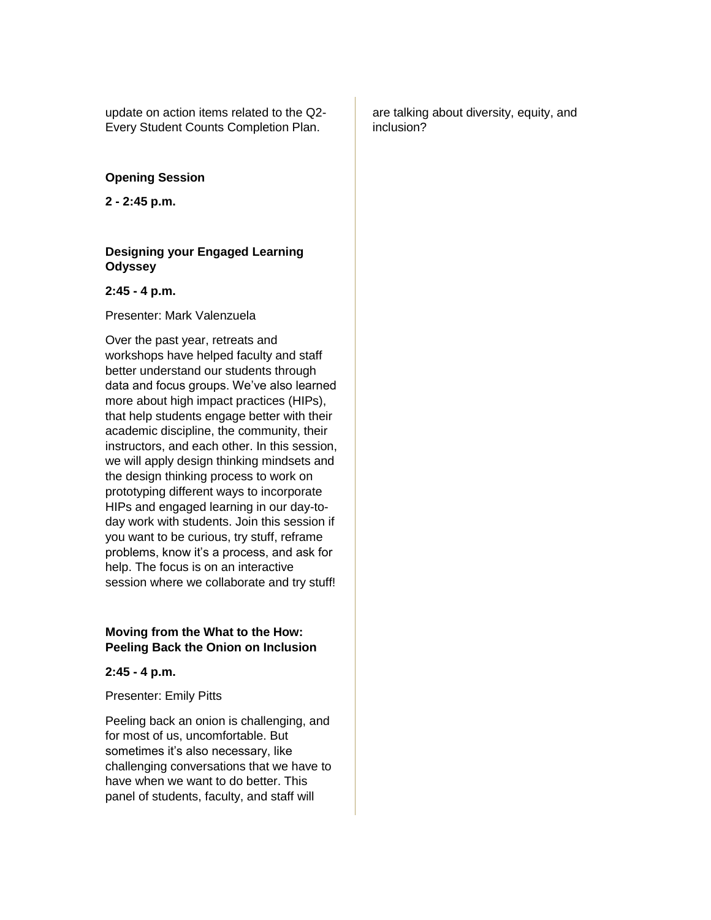update on action items related to the Q2-Every Student Counts Completion Plan.

**Opening Session**

**2 - 2:45 p.m.**

**Designing your Engaged Learning Odyssey**

**2:45 - 4 p.m.**

Presenter: Mark Valenzuela

Over the past year, retreats and workshops have helped faculty and staff better understand our students through data and focus groups. We've also learned more about high impact practices (HIPs), that help students engage better with their academic discipline, the community, their instructors, and each other. In this session, we will apply design thinking mindsets and the design thinking process to work on prototyping different ways to incorporate HIPs and engaged learning in our day-to-day work with students. Join this session if you want to be curious, try stuff, reframe problems, know it's a process, and ask for help. The focus is on an interactive session where we collaborate and try stuff!

**Moving from the What to the How: Peeling Back the Onion on Inclusion**

**2:45 - 4 p.m.**

Presenter: Emily Pitts

Peeling back an onion is challenging, and for most of us, uncomfortable. But sometimes it's also necessary, like challenging conversations that we have to have when we want to do better. This panel of students, faculty, and staff will are talking about diversity, equity, and inclusion?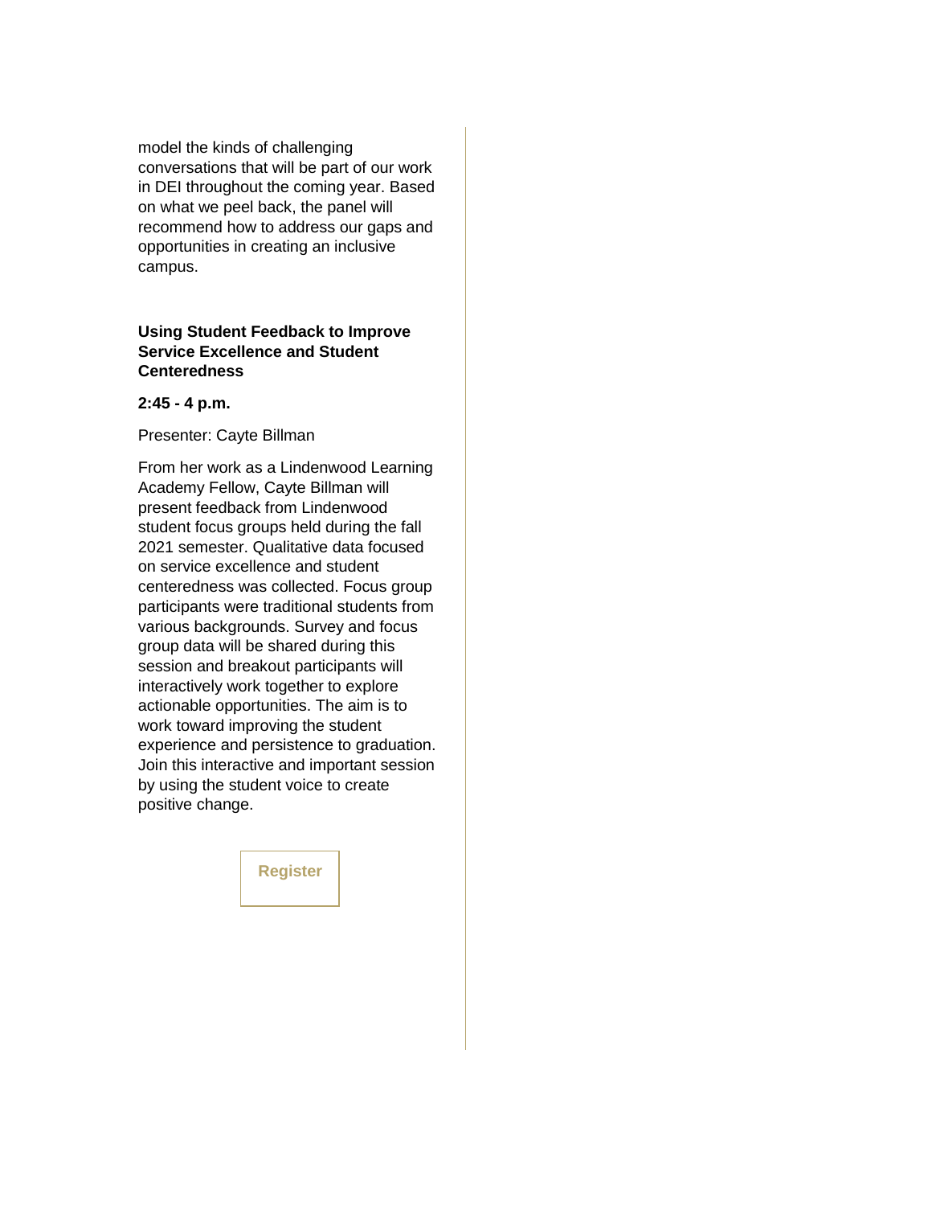model the kinds of challenging conversations that will be part of our work in DEI throughout the coming year. Based on what we peel back, the panel will recommend how to address our gaps and opportunities in creating an inclusive campus.

**Using Student Feedback to Improve Service Excellence and Student Centeredness**

**2:45 - 4 p.m.**

Presenter: Cayte Billman

From her work as a Lindenwood Learning Academy Fellow, Cayte Billman will present feedback from Lindenwood student focus groups held during the fall 2021 semester. Qualitative data focused on service excellence and student centeredness was collected. Focus group participants were traditional students from various backgrounds. Survey and focus group data will be shared during this session and breakout participants will interactively work together to explore actionable opportunities. The aim is to work toward improving the student experience and persistence to graduation. Join this interactive and important session by using the student voice to create positive change.

Register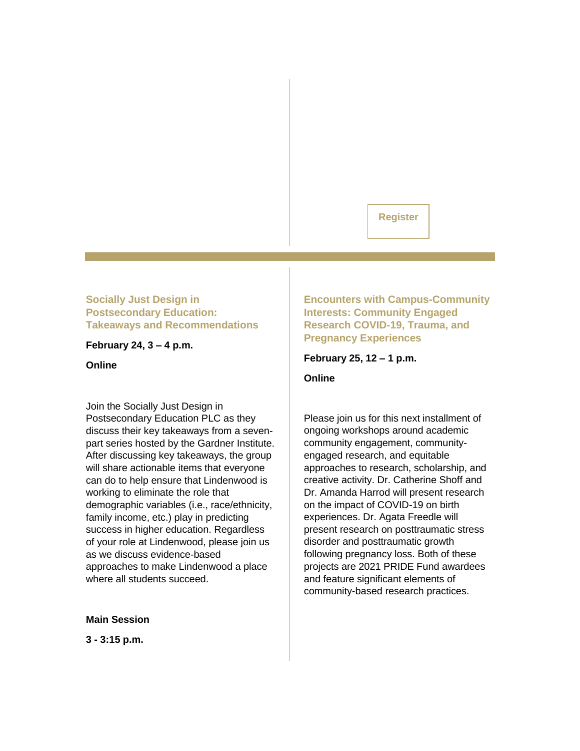Register

### Socially Just Design in Postsecondary Education: Takeaways and Recommendations

**February 24, 3 – 4 p.m.**

**Online**

Join the Socially Just Design in Postsecondary Education PLC as they discuss their key takeaways from a seven-part series hosted by the Gardner Institute. After discussing key takeaways, the group will share actionable items that everyone can do to help ensure that Lindenwood is working to eliminate the role that demographic variables (i.e., race/ethnicity, family income, etc.) play in predicting success in higher education. Regardless of your role at Lindenwood, please join us as we discuss evidence-based approaches to make Lindenwood a place where all students succeed.

**Main Session**

**3 - 3:15 p.m.**

### Encounters with Campus-Community Interests: Community Engaged Research COVID-19, Trauma, and Pregnancy Experiences

**February 25, 12 – 1 p.m.**

**Online**

Please join us for this next installment of ongoing workshops around academic community engagement, community-engaged research, and equitable approaches to research, scholarship, and creative activity. Dr. Catherine Shoff and Dr. Amanda Harrod will present research on the impact of COVID-19 on birth experiences. Dr. Agata Freedle will present research on posttraumatic stress disorder and posttraumatic growth following pregnancy loss. Both of these projects are 2021 PRIDE Fund awardees and feature significant elements of community-based research practices.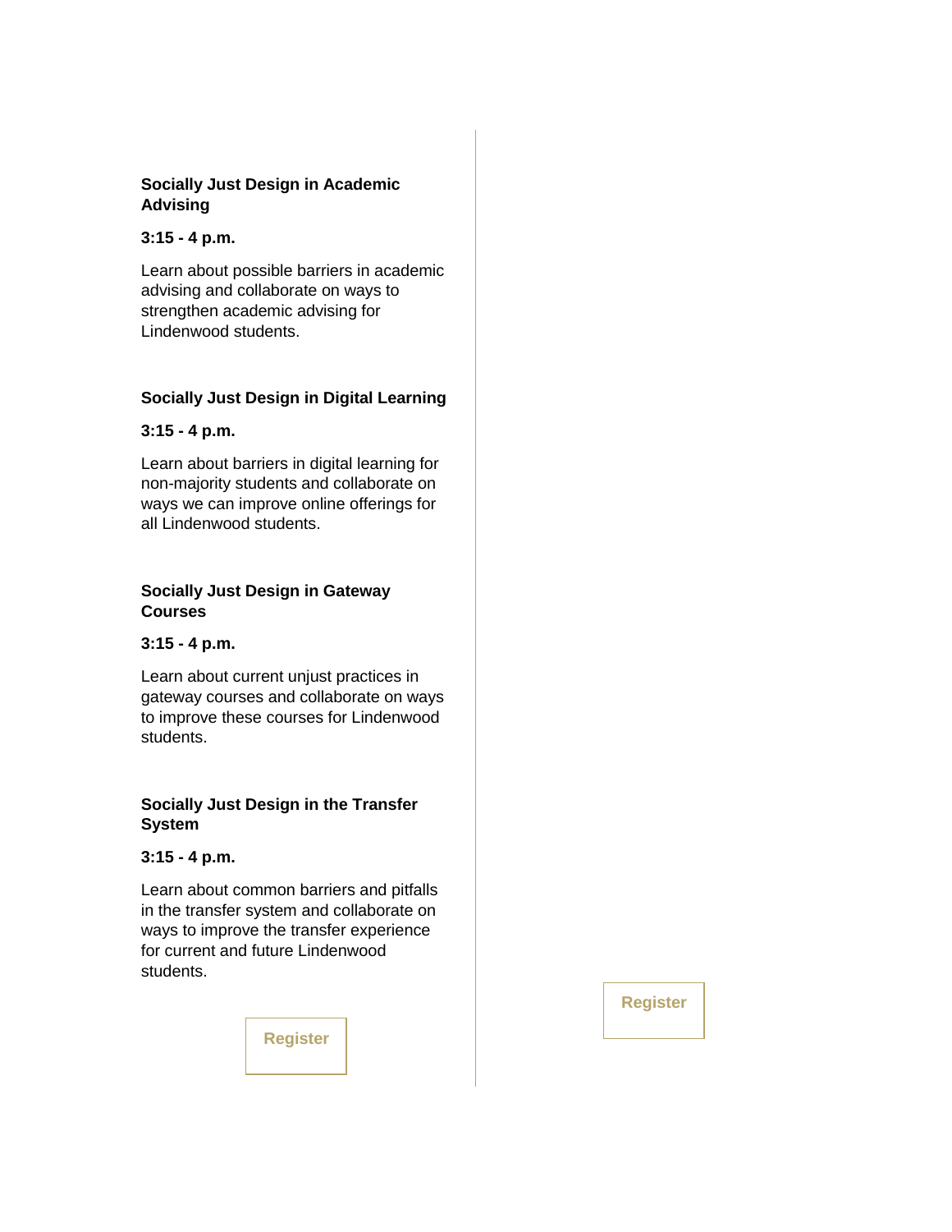**Socially Just Design in Academic Advising**

**3:15 - 4 p.m.**

Learn about possible barriers in academic advising and collaborate on ways to strengthen academic advising for Lindenwood students.

**Socially Just Design in Digital Learning**

**3:15 - 4 p.m.**

Learn about barriers in digital learning for non-majority students and collaborate on ways we can improve online offerings for all Lindenwood students.

**Socially Just Design in Gateway Courses**

**3:15 - 4 p.m.**

Learn about current unjust practices in gateway courses and collaborate on ways to improve these courses for Lindenwood students.

**Socially Just Design in the Transfer System**

**3:15 - 4 p.m.**

Learn about common barriers and pitfalls in the transfer system and collaborate on ways to improve the transfer experience for current and future Lindenwood students.

Register

Register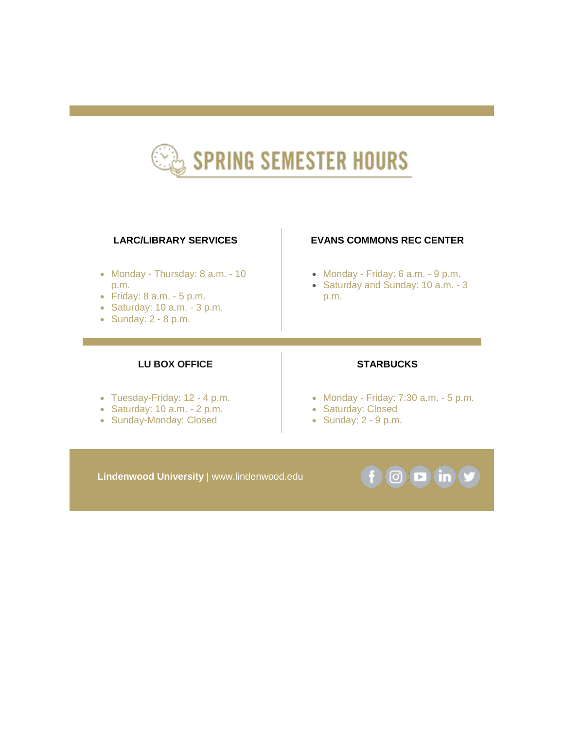## SPRING SEMESTER HOURS

### LARC/LIBRARY SERVICES

- Monday - Thursday: 8 a.m. - 10 p.m.
- Friday: 8 a.m. - 5 p.m.
- Saturday: 10 a.m. - 3 p.m.
- Sunday: 2 - 8 p.m.

### EVANS COMMONS REC CENTER

- Monday - Friday: 6 a.m. - 9 p.m.
- Saturday and Sunday: 10 a.m. - 3 p.m.

### LU BOX OFFICE

- Tuesday-Friday: 12 - 4 p.m.
- Saturday: 10 a.m. - 2 p.m.
- Sunday-Monday: Closed

### STARBUCKS

- Monday - Friday: 7:30 a.m. - 5 p.m.
- Saturday: Closed
- Sunday: 2 - 9 p.m.

**Lindenwood University** | www.lindenwood.edu